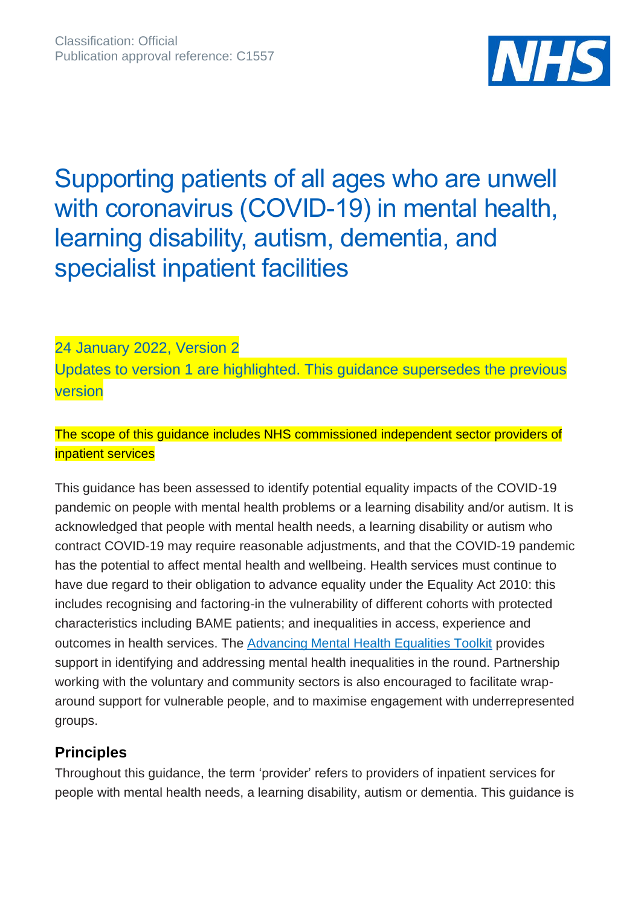Classification: Official
Publication approval reference: C1557

# Supporting patients of all ages who are unwell with coronavirus (COVID-19) in mental health, learning disability, autism, dementia, and specialist inpatient facilities

24 January 2022, Version 2

Updates to version 1 are highlighted. This guidance supersedes the previous version

The scope of this guidance includes NHS commissioned independent sector providers of inpatient services

This guidance has been assessed to identify potential equality impacts of the COVID-19 pandemic on people with mental health problems or a learning disability and/or autism. It is acknowledged that people with mental health needs, a learning disability or autism who contract COVID-19 may require reasonable adjustments, and that the COVID-19 pandemic has the potential to affect mental health and wellbeing. Health services must continue to have due regard to their obligation to advance equality under the Equality Act 2010: this includes recognising and factoring-in the vulnerability of different cohorts with protected characteristics including BAME patients; and inequalities in access, experience and outcomes in health services. The Advancing Mental Health Equalities Toolkit provides support in identifying and addressing mental health inequalities in the round. Partnership working with the voluntary and community sectors is also encouraged to facilitate wrap-around support for vulnerable people, and to maximise engagement with underrepresented groups.

## Principles

Throughout this guidance, the term 'provider' refers to providers of inpatient services for people with mental health needs, a learning disability, autism or dementia. This guidance is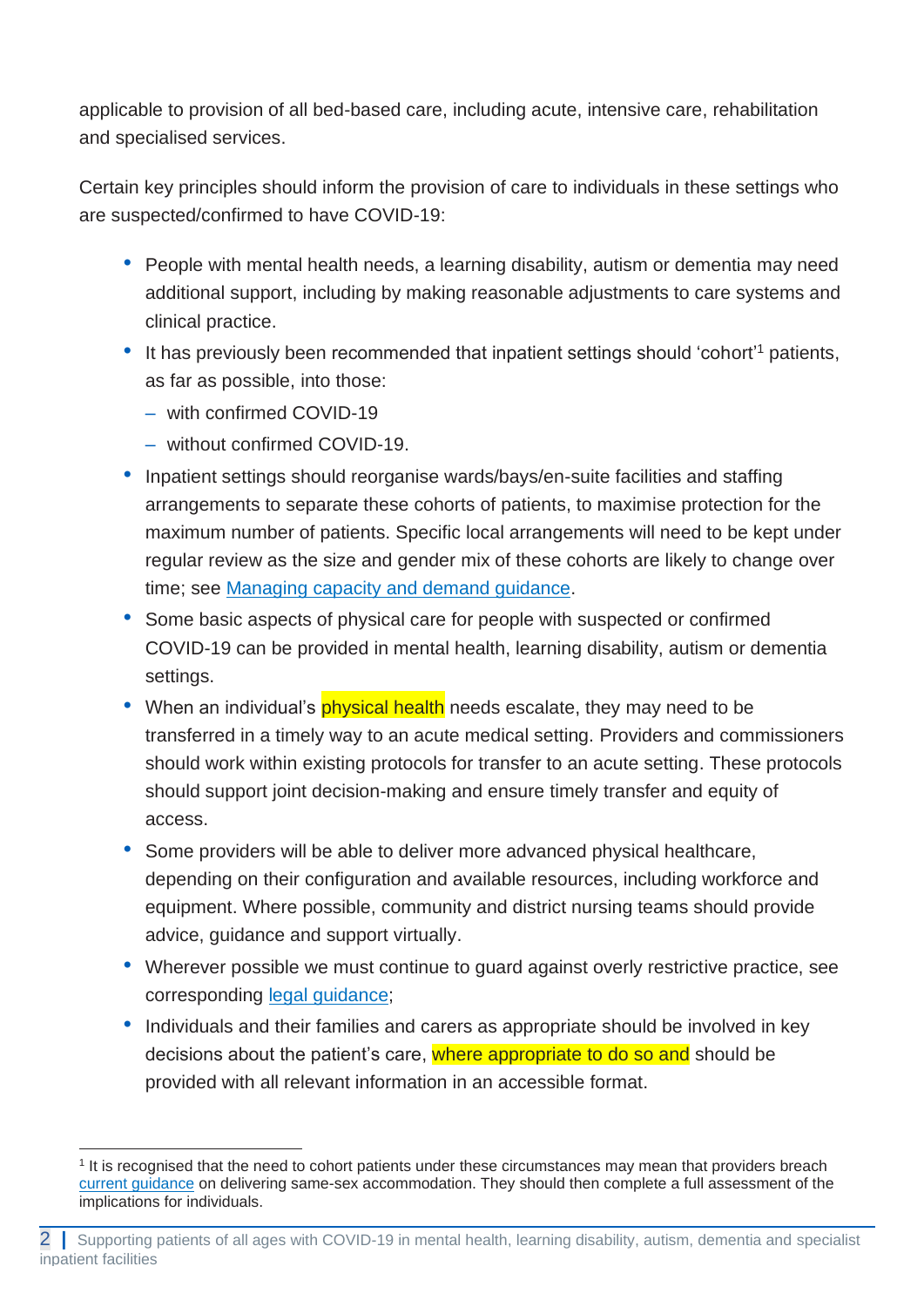applicable to provision of all bed-based care, including acute, intensive care, rehabilitation and specialised services.

Certain key principles should inform the provision of care to individuals in these settings who are suspected/confirmed to have COVID-19:

- People with mental health needs, a learning disability, autism or dementia may need additional support, including by making reasonable adjustments to care systems and clinical practice.
- It has previously been recommended that inpatient settings should 'cohort'[1] patients, as far as possible, into those:
  - with confirmed COVID-19
  - without confirmed COVID-19.
- Inpatient settings should reorganise wards/bays/en-suite facilities and staffing arrangements to separate these cohorts of patients, to maximise protection for the maximum number of patients. Specific local arrangements will need to be kept under regular review as the size and gender mix of these cohorts are likely to change over time; see [Managing capacity and demand guidance](#).
- Some basic aspects of physical care for people with suspected or confirmed COVID-19 can be provided in mental health, learning disability, autism or dementia settings.
- When an individual's physical health needs escalate, they may need to be transferred in a timely way to an acute medical setting. Providers and commissioners should work within existing protocols for transfer to an acute setting. These protocols should support joint decision-making and ensure timely transfer and equity of access.
- Some providers will be able to deliver more advanced physical healthcare, depending on their configuration and available resources, including workforce and equipment. Where possible, community and district nursing teams should provide advice, guidance and support virtually.
- Wherever possible we must continue to guard against overly restrictive practice, see corresponding [legal guidance](#);
- Individuals and their families and carers as appropriate should be involved in key decisions about the patient's care, where appropriate to do so and should be provided with all relevant information in an accessible format.

---

[1] It is recognised that the need to cohort patients under these circumstances may mean that providers breach [current guidance](#) on delivering same-sex accommodation. They should then complete a full assessment of the implications for individuals.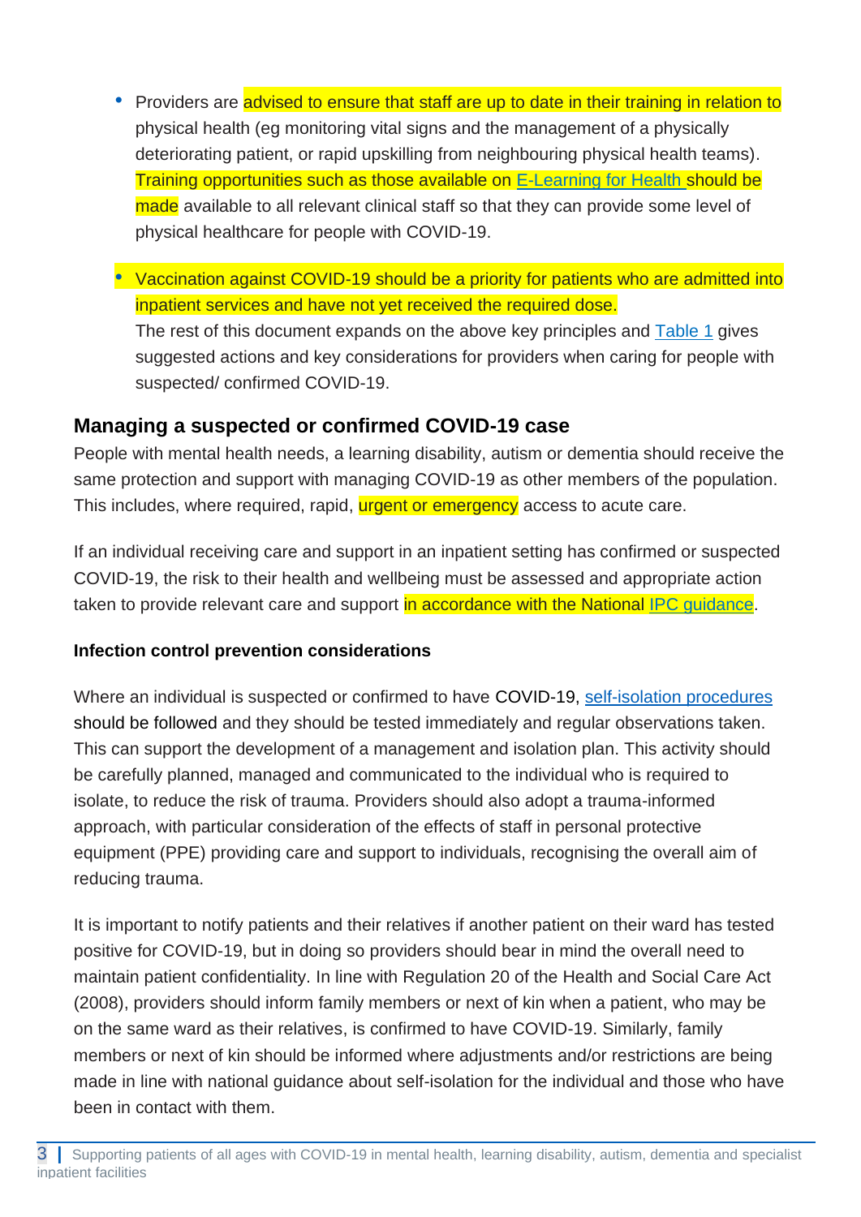- Providers are advised to ensure that staff are up to date in their training in relation to physical health (eg monitoring vital signs and the management of a physically deteriorating patient, or rapid upskilling from neighbouring physical health teams). Training opportunities such as those available on E-Learning for Health should be made available to all relevant clinical staff so that they can provide some level of physical healthcare for people with COVID-19.

- Vaccination against COVID-19 should be a priority for patients who are admitted into inpatient services and have not yet received the required dose.
  The rest of this document expands on the above key principles and Table 1 gives suggested actions and key considerations for providers when caring for people with suspected/ confirmed COVID-19.

## Managing a suspected or confirmed COVID-19 case

People with mental health needs, a learning disability, autism or dementia should receive the same protection and support with managing COVID-19 as other members of the population. This includes, where required, rapid, urgent or emergency access to acute care.

If an individual receiving care and support in an inpatient setting has confirmed or suspected COVID-19, the risk to their health and wellbeing must be assessed and appropriate action taken to provide relevant care and support in accordance with the National IPC guidance.

**Infection control prevention considerations**

Where an individual is suspected or confirmed to have COVID-19, self-isolation procedures should be followed and they should be tested immediately and regular observations taken. This can support the development of a management and isolation plan. This activity should be carefully planned, managed and communicated to the individual who is required to isolate, to reduce the risk of trauma. Providers should also adopt a trauma-informed approach, with particular consideration of the effects of staff in personal protective equipment (PPE) providing care and support to individuals, recognising the overall aim of reducing trauma.

It is important to notify patients and their relatives if another patient on their ward has tested positive for COVID-19, but in doing so providers should bear in mind the overall need to maintain patient confidentiality. In line with Regulation 20 of the Health and Social Care Act (2008), providers should inform family members or next of kin when a patient, who may be on the same ward as their relatives, is confirmed to have COVID-19. Similarly, family members or next of kin should be informed where adjustments and/or restrictions are being made in line with national guidance about self-isolation for the individual and those who have been in contact with them.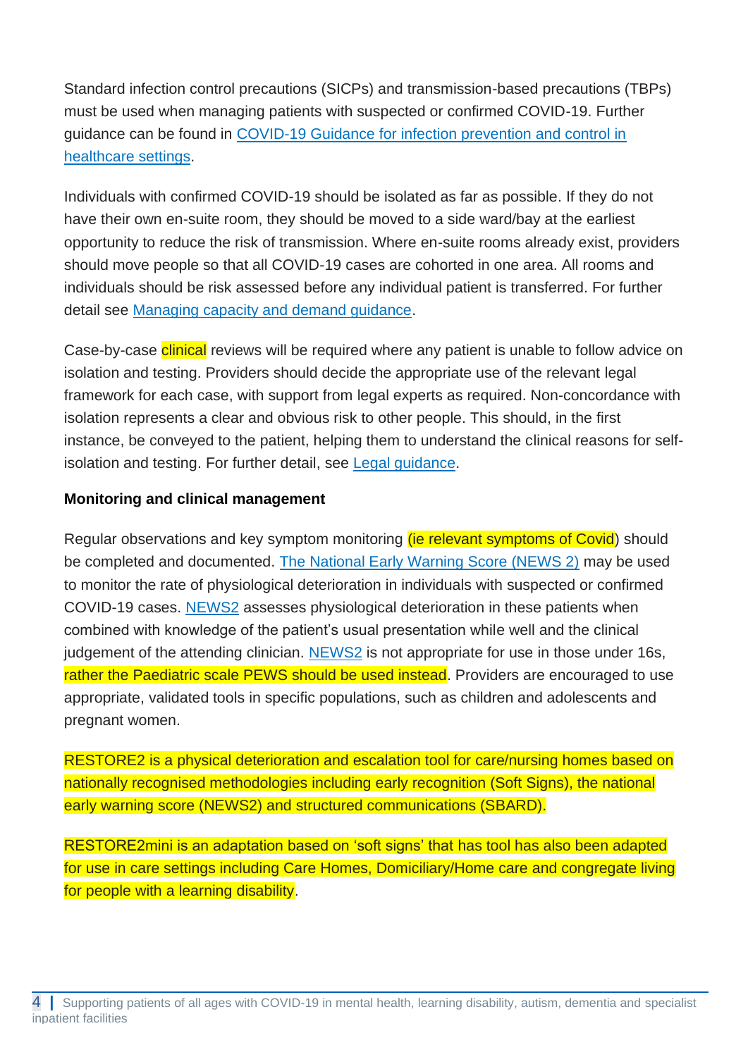Standard infection control precautions (SICPs) and transmission-based precautions (TBPs) must be used when managing patients with suspected or confirmed COVID-19. Further guidance can be found in [COVID-19 Guidance for infection prevention and control in healthcare settings](#).

Individuals with confirmed COVID-19 should be isolated as far as possible. If they do not have their own en-suite room, they should be moved to a side ward/bay at the earliest opportunity to reduce the risk of transmission. Where en-suite rooms already exist, providers should move people so that all COVID-19 cases are cohorted in one area. All rooms and individuals should be risk assessed before any individual patient is transferred. For further detail see [Managing capacity and demand guidance](#).

Case-by-case clinical reviews will be required where any patient is unable to follow advice on isolation and testing. Providers should decide the appropriate use of the relevant legal framework for each case, with support from legal experts as required. Non-concordance with isolation represents a clear and obvious risk to other people. This should, in the first instance, be conveyed to the patient, helping them to understand the clinical reasons for self-isolation and testing. For further detail, see [Legal guidance](#).

**Monitoring and clinical management**

Regular observations and key symptom monitoring (ie relevant symptoms of Covid) should be completed and documented. [The National Early Warning Score (NEWS 2)](#) may be used to monitor the rate of physiological deterioration in individuals with suspected or confirmed COVID-19 cases. [NEWS2](#) assesses physiological deterioration in these patients when combined with knowledge of the patient's usual presentation while well and the clinical judgement of the attending clinician. [NEWS2](#) is not appropriate for use in those under 16s, rather the Paediatric scale PEWS should be used instead. Providers are encouraged to use appropriate, validated tools in specific populations, such as children and adolescents and pregnant women.

RESTORE2 is a physical deterioration and escalation tool for care/nursing homes based on nationally recognised methodologies including early recognition (Soft Signs), the national early warning score (NEWS2) and structured communications (SBARD).

RESTORE2mini is an adaptation based on 'soft signs' that has tool has also been adapted for use in care settings including Care Homes, Domiciliary/Home care and congregate living for people with a learning disability.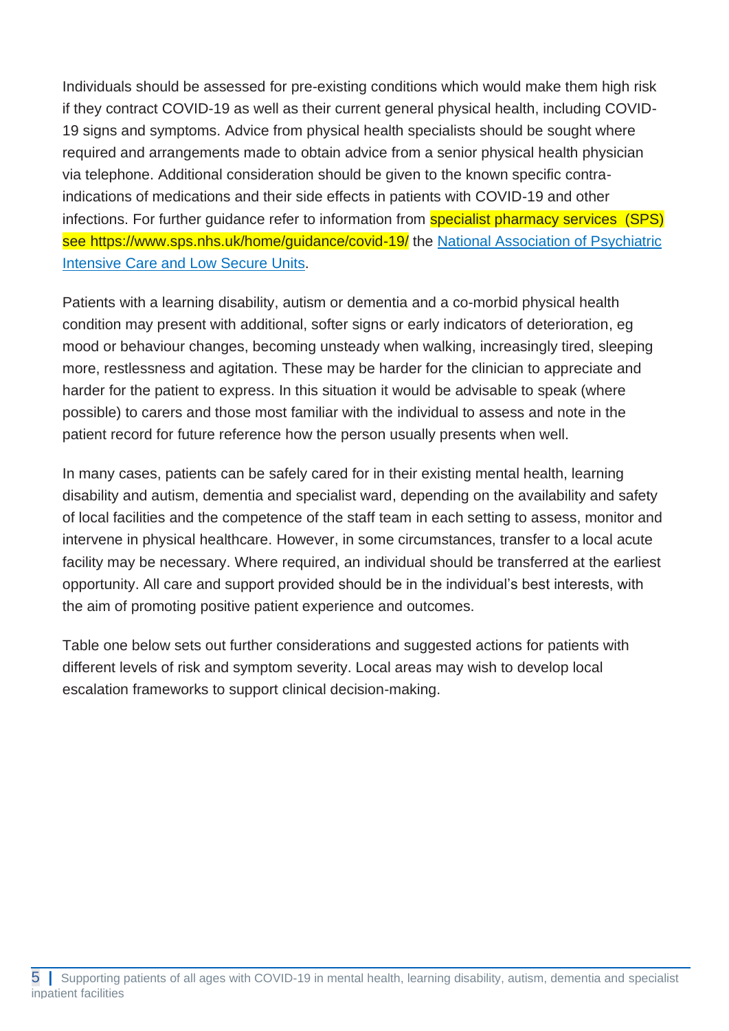Individuals should be assessed for pre-existing conditions which would make them high risk if they contract COVID-19 as well as their current general physical health, including COVID-19 signs and symptoms. Advice from physical health specialists should be sought where required and arrangements made to obtain advice from a senior physical health physician via telephone. Additional consideration should be given to the known specific contra-indications of medications and their side effects in patients with COVID-19 and other infections. For further guidance refer to information from specialist pharmacy services (SPS) see https://www.sps.nhs.uk/home/guidance/covid-19/ the [National Association of Psychiatric Intensive Care and Low Secure Units](#).

Patients with a learning disability, autism or dementia and a co-morbid physical health condition may present with additional, softer signs or early indicators of deterioration, eg mood or behaviour changes, becoming unsteady when walking, increasingly tired, sleeping more, restlessness and agitation. These may be harder for the clinician to appreciate and harder for the patient to express. In this situation it would be advisable to speak (where possible) to carers and those most familiar with the individual to assess and note in the patient record for future reference how the person usually presents when well.

In many cases, patients can be safely cared for in their existing mental health, learning disability and autism, dementia and specialist ward, depending on the availability and safety of local facilities and the competence of the staff team in each setting to assess, monitor and intervene in physical healthcare. However, in some circumstances, transfer to a local acute facility may be necessary. Where required, an individual should be transferred at the earliest opportunity. All care and support provided should be in the individual's best interests, with the aim of promoting positive patient experience and outcomes.

Table one below sets out further considerations and suggested actions for patients with different levels of risk and symptom severity. Local areas may wish to develop local escalation frameworks to support clinical decision-making.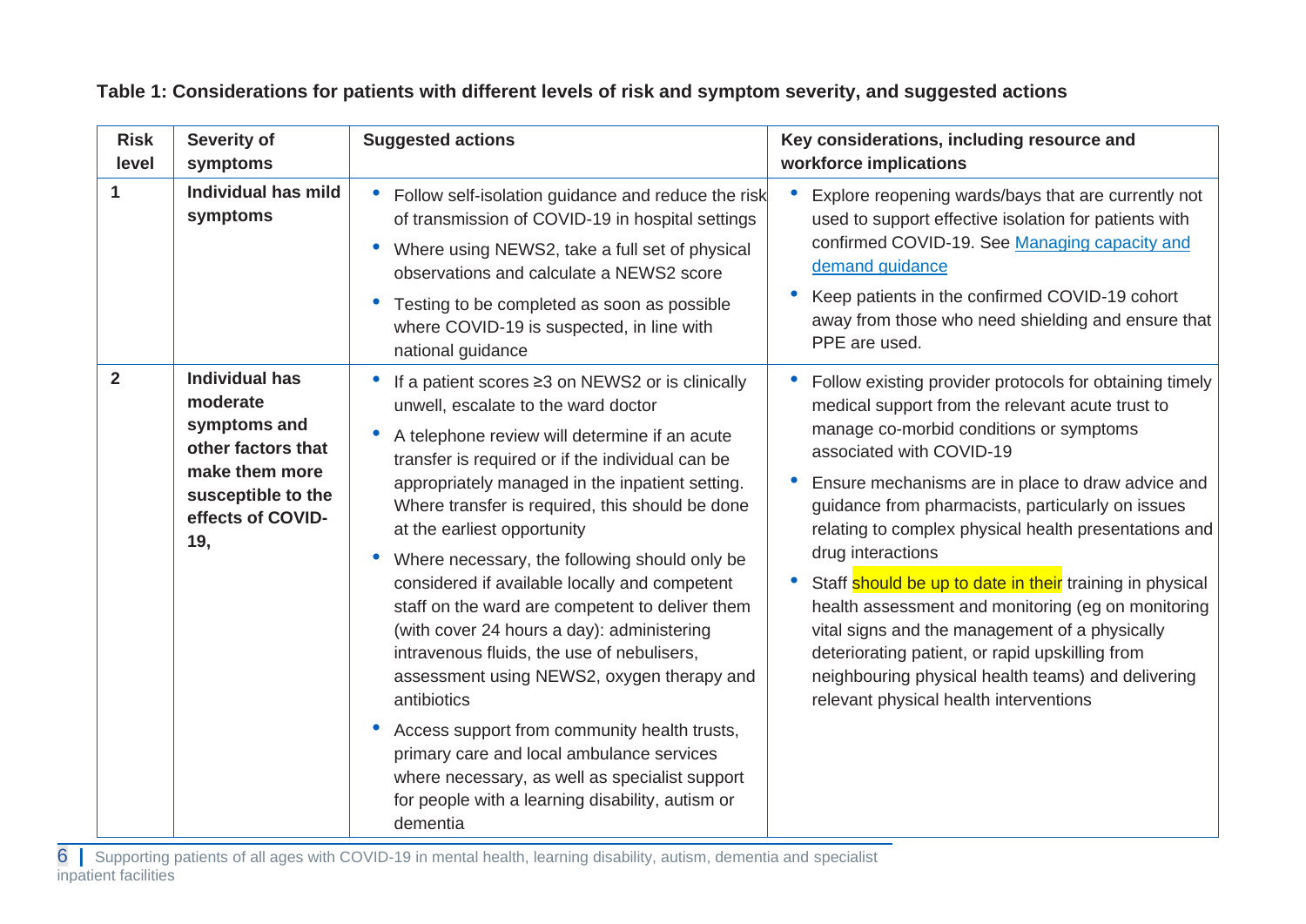**Table 1: Considerations for patients with different levels of risk and symptom severity, and suggested actions**

| Risk level | Severity of symptoms | Suggested actions | Key considerations, including resource and workforce implications |
|---|---|---|---|
| 1 | **Individual has mild symptoms** | • Follow self-isolation guidance and reduce the risk of transmission of COVID-19 in hospital settings<br>• Where using NEWS2, take a full set of physical observations and calculate a NEWS2 score<br>• Testing to be completed as soon as possible where COVID-19 is suspected, in line with national guidance | • Explore reopening wards/bays that are currently not used to support effective isolation for patients with confirmed COVID-19. See Managing capacity and demand guidance<br>• Keep patients in the confirmed COVID-19 cohort away from those who need shielding and ensure that PPE are used. |
| 2 | **Individual has moderate symptoms and other factors that make them more susceptible to the effects of COVID-19,** | • If a patient scores ≥3 on NEWS2 or is clinically unwell, escalate to the ward doctor<br>• A telephone review will determine if an acute transfer is required or if the individual can be appropriately managed in the inpatient setting. Where transfer is required, this should be done at the earliest opportunity<br>• Where necessary, the following should only be considered if available locally and competent staff on the ward are competent to deliver them (with cover 24 hours a day): administering intravenous fluids, the use of nebulisers, assessment using NEWS2, oxygen therapy and antibiotics<br>• Access support from community health trusts, primary care and local ambulance services where necessary, as well as specialist support for people with a learning disability, autism or dementia | • Follow existing provider protocols for obtaining timely medical support from the relevant acute trust to manage co-morbid conditions or symptoms associated with COVID-19<br>• Ensure mechanisms are in place to draw advice and guidance from pharmacists, particularly on issues relating to complex physical health presentations and drug interactions<br>• Staff should be up to date in their training in physical health assessment and monitoring (eg on monitoring vital signs and the management of a physically deteriorating patient, or rapid upskilling from neighbouring physical health teams) and delivering relevant physical health interventions |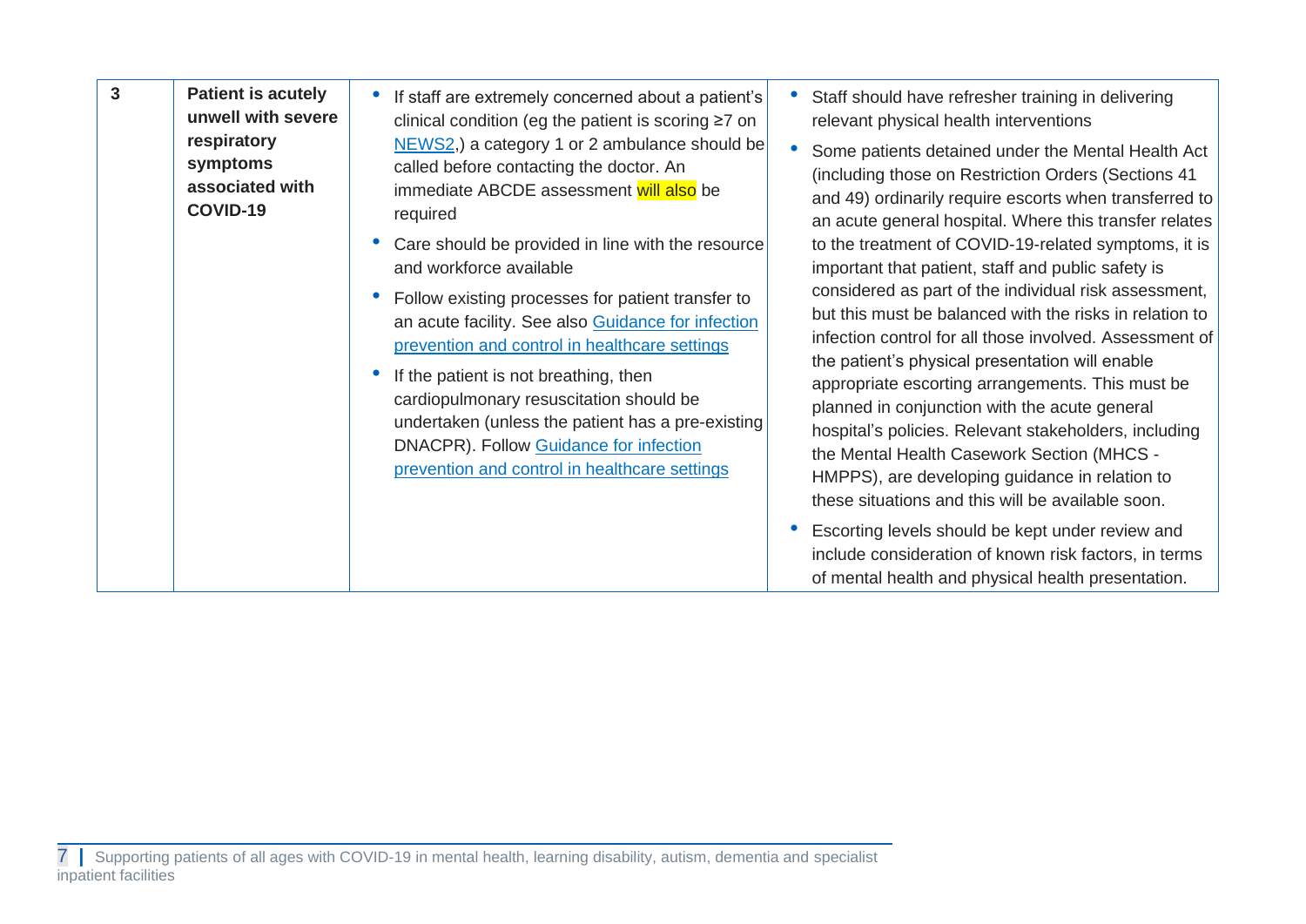| 3 | **Patient is acutely unwell with severe respiratory symptoms associated with COVID-19** | • If staff are extremely concerned about a patient's clinical condition (eg the patient is scoring ≥7 on NEWS2,) a category 1 or 2 ambulance should be called before contacting the doctor. An immediate ABCDE assessment will also be required<br>• Care should be provided in line with the resource and workforce available<br>• Follow existing processes for patient transfer to an acute facility. See also Guidance for infection prevention and control in healthcare settings<br>• If the patient is not breathing, then cardiopulmonary resuscitation should be undertaken (unless the patient has a pre-existing DNACPR). Follow Guidance for infection prevention and control in healthcare settings | • Staff should have refresher training in delivering relevant physical health interventions<br>• Some patients detained under the Mental Health Act (including those on Restriction Orders (Sections 41 and 49) ordinarily require escorts when transferred to an acute general hospital. Where this transfer relates to the treatment of COVID-19-related symptoms, it is important that patient, staff and public safety is considered as part of the individual risk assessment, but this must be balanced with the risks in relation to infection control for all those involved. Assessment of the patient's physical presentation will enable appropriate escorting arrangements. This must be planned in conjunction with the acute general hospital's policies. Relevant stakeholders, including the Mental Health Casework Section (MHCS - HMPPS), are developing guidance in relation to these situations and this will be available soon.<br>• Escorting levels should be kept under review and include consideration of known risk factors, in terms of mental health and physical health presentation. |
|---|---|---|---|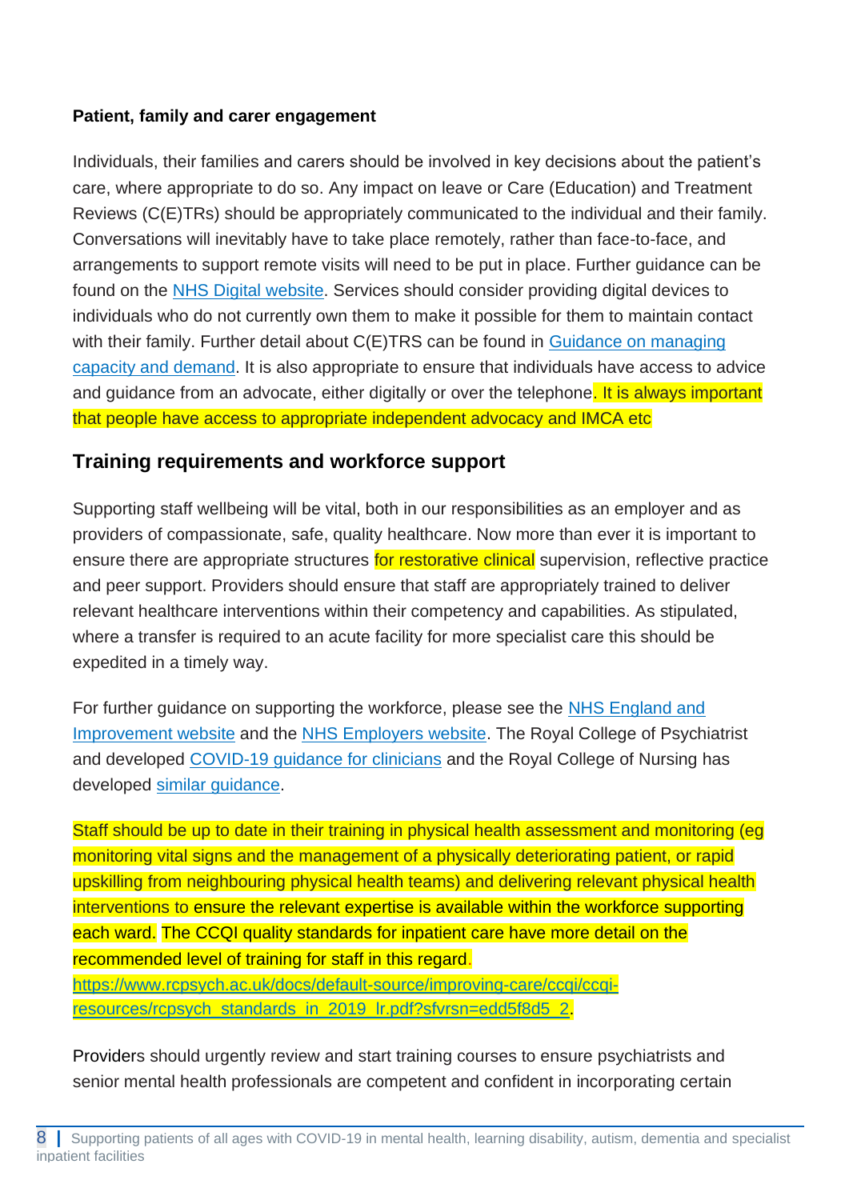**Patient, family and carer engagement**

Individuals, their families and carers should be involved in key decisions about the patient's care, where appropriate to do so. Any impact on leave or Care (Education) and Treatment Reviews (C(E)TRs) should be appropriately communicated to the individual and their family. Conversations will inevitably have to take place remotely, rather than face-to-face, and arrangements to support remote visits will need to be put in place. Further guidance can be found on the NHS Digital website. Services should consider providing digital devices to individuals who do not currently own them to make it possible for them to maintain contact with their family. Further detail about C(E)TRS can be found in Guidance on managing capacity and demand. It is also appropriate to ensure that individuals have access to advice and guidance from an advocate, either digitally or over the telephone. It is always important that people have access to appropriate independent advocacy and IMCA etc

## Training requirements and workforce support

Supporting staff wellbeing will be vital, both in our responsibilities as an employer and as providers of compassionate, safe, quality healthcare. Now more than ever it is important to ensure there are appropriate structures for restorative clinical supervision, reflective practice and peer support. Providers should ensure that staff are appropriately trained to deliver relevant healthcare interventions within their competency and capabilities. As stipulated, where a transfer is required to an acute facility for more specialist care this should be expedited in a timely way.

For further guidance on supporting the workforce, please see the NHS England and Improvement website and the NHS Employers website. The Royal College of Psychiatrist and developed COVID-19 guidance for clinicians and the Royal College of Nursing has developed similar guidance.

Staff should be up to date in their training in physical health assessment and monitoring (eg monitoring vital signs and the management of a physically deteriorating patient, or rapid upskilling from neighbouring physical health teams) and delivering relevant physical health interventions to ensure the relevant expertise is available within the workforce supporting each ward. The CCQI quality standards for inpatient care have more detail on the recommended level of training for staff in this regard. https://www.rcpsych.ac.uk/docs/default-source/improving-care/ccqi/ccqi-resources/rcpsych_standards_in_2019_lr.pdf?sfvrsn=edd5f8d5_2.

Providers should urgently review and start training courses to ensure psychiatrists and senior mental health professionals are competent and confident in incorporating certain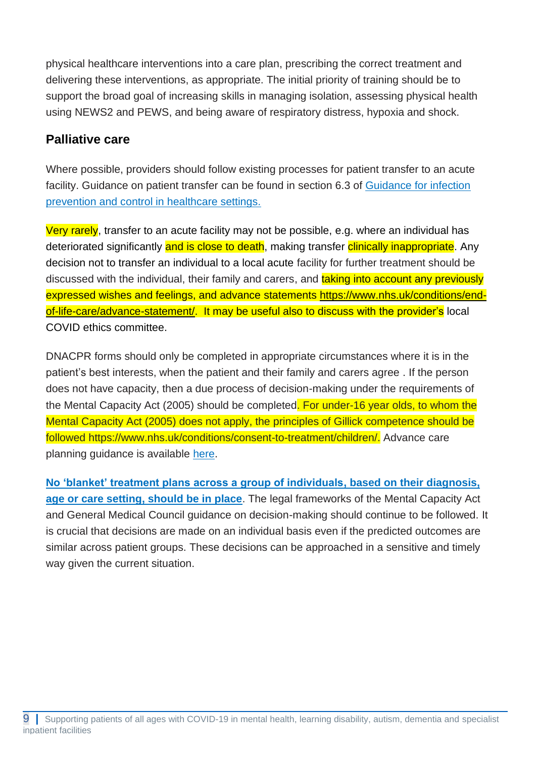physical healthcare interventions into a care plan, prescribing the correct treatment and delivering these interventions, as appropriate. The initial priority of training should be to support the broad goal of increasing skills in managing isolation, assessing physical health using NEWS2 and PEWS, and being aware of respiratory distress, hypoxia and shock.

## Palliative care

Where possible, providers should follow existing processes for patient transfer to an acute facility. Guidance on patient transfer can be found in section 6.3 of [Guidance for infection prevention and control in healthcare settings.]()

Very rarely, transfer to an acute facility may not be possible, e.g. where an individual has deteriorated significantly and is close to death, making transfer clinically inappropriate. Any decision not to transfer an individual to a local acute facility for further treatment should be discussed with the individual, their family and carers, and taking into account any previously expressed wishes and feelings, and advance statements https://www.nhs.uk/conditions/end-of-life-care/advance-statement/. It may be useful also to discuss with the provider's local COVID ethics committee.

DNACPR forms should only be completed in appropriate circumstances where it is in the patient's best interests, when the patient and their family and carers agree . If the person does not have capacity, then a due process of decision-making under the requirements of the Mental Capacity Act (2005) should be completed. For under-16 year olds, to whom the Mental Capacity Act (2005) does not apply, the principles of Gillick competence should be followed https://www.nhs.uk/conditions/consent-to-treatment/children/. Advance care planning guidance is available [here]().

[**No 'blanket' treatment plans across a group of individuals, based on their diagnosis, age or care setting, should be in place**](). The legal frameworks of the Mental Capacity Act and General Medical Council guidance on decision-making should continue to be followed. It is crucial that decisions are made on an individual basis even if the predicted outcomes are similar across patient groups. These decisions can be approached in a sensitive and timely way given the current situation.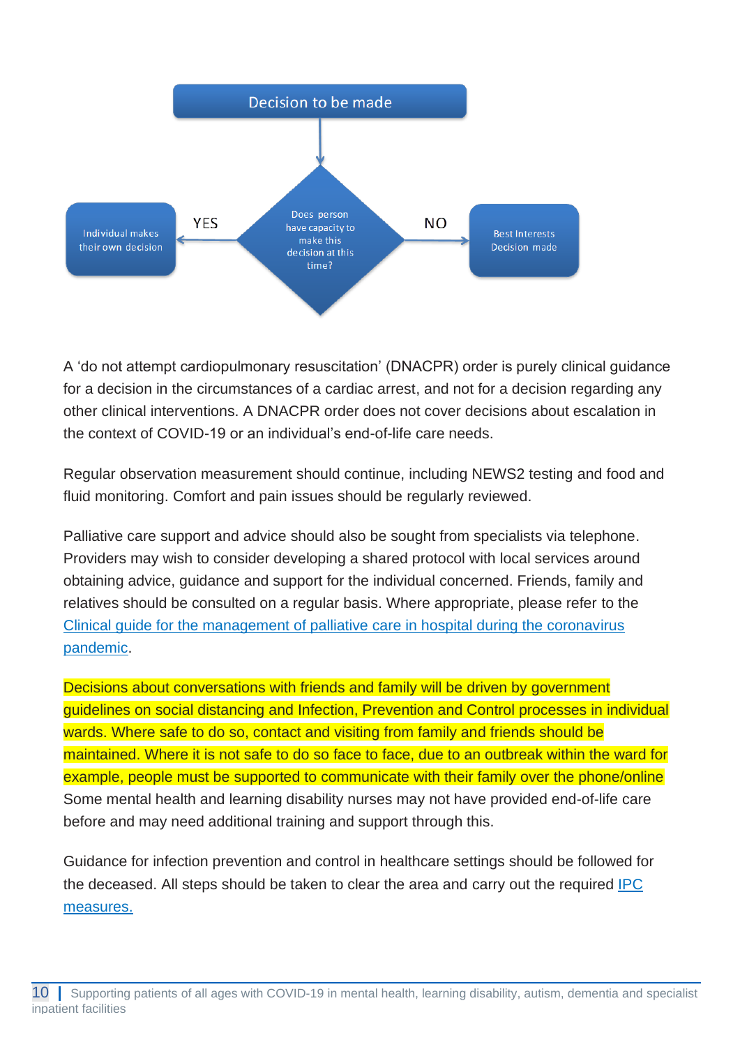Decision to be made

Does person have capacity to make this decision at this time?

YES → Individual makes their own decision

NO → Best Interests Decision made

A 'do not attempt cardiopulmonary resuscitation' (DNACPR) order is purely clinical guidance for a decision in the circumstances of a cardiac arrest, and not for a decision regarding any other clinical interventions. A DNACPR order does not cover decisions about escalation in the context of COVID-19 or an individual's end-of-life care needs.

Regular observation measurement should continue, including NEWS2 testing and food and fluid monitoring. Comfort and pain issues should be regularly reviewed.

Palliative care support and advice should also be sought from specialists via telephone. Providers may wish to consider developing a shared protocol with local services around obtaining advice, guidance and support for the individual concerned. Friends, family and relatives should be consulted on a regular basis. Where appropriate, please refer to the [Clinical guide for the management of palliative care in hospital during the coronavirus pandemic](#).

Decisions about conversations with friends and family will be driven by government guidelines on social distancing and Infection, Prevention and Control processes in individual wards. Where safe to do so, contact and visiting from family and friends should be maintained. Where it is not safe to do so face to face, due to an outbreak within the ward for example, people must be supported to communicate with their family over the phone/online Some mental health and learning disability nurses may not have provided end-of-life care before and may need additional training and support through this.

Guidance for infection prevention and control in healthcare settings should be followed for the deceased. All steps should be taken to clear the area and carry out the required [IPC measures.](#)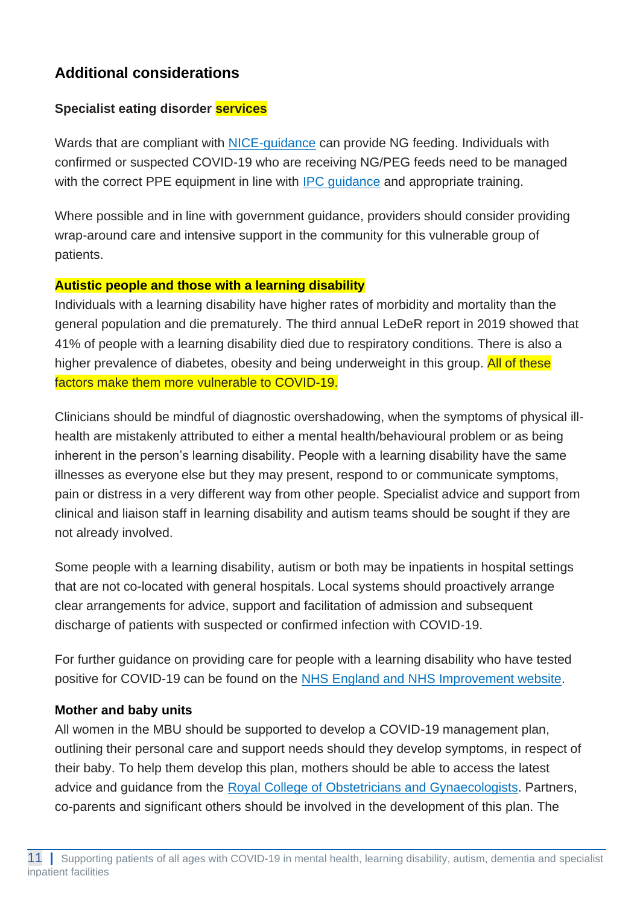## Additional considerations

### Specialist eating disorder services

Wards that are compliant with NICE-guidance can provide NG feeding. Individuals with confirmed or suspected COVID-19 who are receiving NG/PEG feeds need to be managed with the correct PPE equipment in line with IPC guidance and appropriate training.

Where possible and in line with government guidance, providers should consider providing wrap-around care and intensive support in the community for this vulnerable group of patients.

### Autistic people and those with a learning disability

Individuals with a learning disability have higher rates of morbidity and mortality than the general population and die prematurely. The third annual LeDeR report in 2019 showed that 41% of people with a learning disability died due to respiratory conditions. There is also a higher prevalence of diabetes, obesity and being underweight in this group. All of these factors make them more vulnerable to COVID-19.

Clinicians should be mindful of diagnostic overshadowing, when the symptoms of physical ill-health are mistakenly attributed to either a mental health/behavioural problem or as being inherent in the person's learning disability. People with a learning disability have the same illnesses as everyone else but they may present, respond to or communicate symptoms, pain or distress in a very different way from other people. Specialist advice and support from clinical and liaison staff in learning disability and autism teams should be sought if they are not already involved.

Some people with a learning disability, autism or both may be inpatients in hospital settings that are not co-located with general hospitals. Local systems should proactively arrange clear arrangements for advice, support and facilitation of admission and subsequent discharge of patients with suspected or confirmed infection with COVID-19.

For further guidance on providing care for people with a learning disability who have tested positive for COVID-19 can be found on the NHS England and NHS Improvement website.

### Mother and baby units

All women in the MBU should be supported to develop a COVID-19 management plan, outlining their personal care and support needs should they develop symptoms, in respect of their baby. To help them develop this plan, mothers should be able to access the latest advice and guidance from the Royal College of Obstetricians and Gynaecologists. Partners, co-parents and significant others should be involved in the development of this plan. The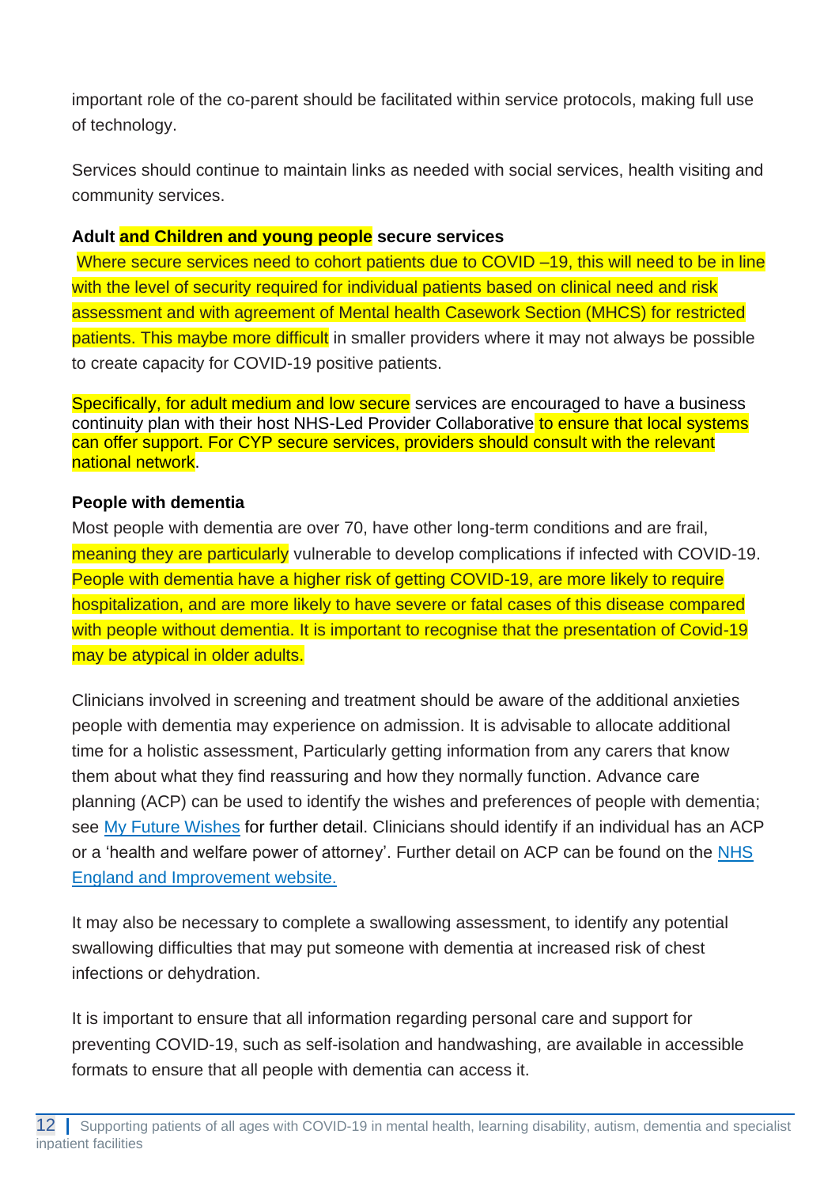important role of the co-parent should be facilitated within service protocols, making full use of technology.

Services should continue to maintain links as needed with social services, health visiting and community services.

**Adult and Children and young people secure services**

Where secure services need to cohort patients due to COVID –19, this will need to be in line with the level of security required for individual patients based on clinical need and risk assessment and with agreement of Mental health Casework Section (MHCS) for restricted patients. This maybe more difficult in smaller providers where it may not always be possible to create capacity for COVID-19 positive patients.

Specifically, for adult medium and low secure services are encouraged to have a business continuity plan with their host NHS-Led Provider Collaborative to ensure that local systems can offer support. For CYP secure services, providers should consult with the relevant national network.

**People with dementia**

Most people with dementia are over 70, have other long-term conditions and are frail, meaning they are particularly vulnerable to develop complications if infected with COVID-19. People with dementia have a higher risk of getting COVID-19, are more likely to require hospitalization, and are more likely to have severe or fatal cases of this disease compared with people without dementia. It is important to recognise that the presentation of Covid-19 may be atypical in older adults.

Clinicians involved in screening and treatment should be aware of the additional anxieties people with dementia may experience on admission. It is advisable to allocate additional time for a holistic assessment, Particularly getting information from any carers that know them about what they find reassuring and how they normally function. Advance care planning (ACP) can be used to identify the wishes and preferences of people with dementia; see My Future Wishes for further detail. Clinicians should identify if an individual has an ACP or a 'health and welfare power of attorney'. Further detail on ACP can be found on the NHS England and Improvement website.

It may also be necessary to complete a swallowing assessment, to identify any potential swallowing difficulties that may put someone with dementia at increased risk of chest infections or dehydration.

It is important to ensure that all information regarding personal care and support for preventing COVID-19, such as self-isolation and handwashing, are available in accessible formats to ensure that all people with dementia can access it.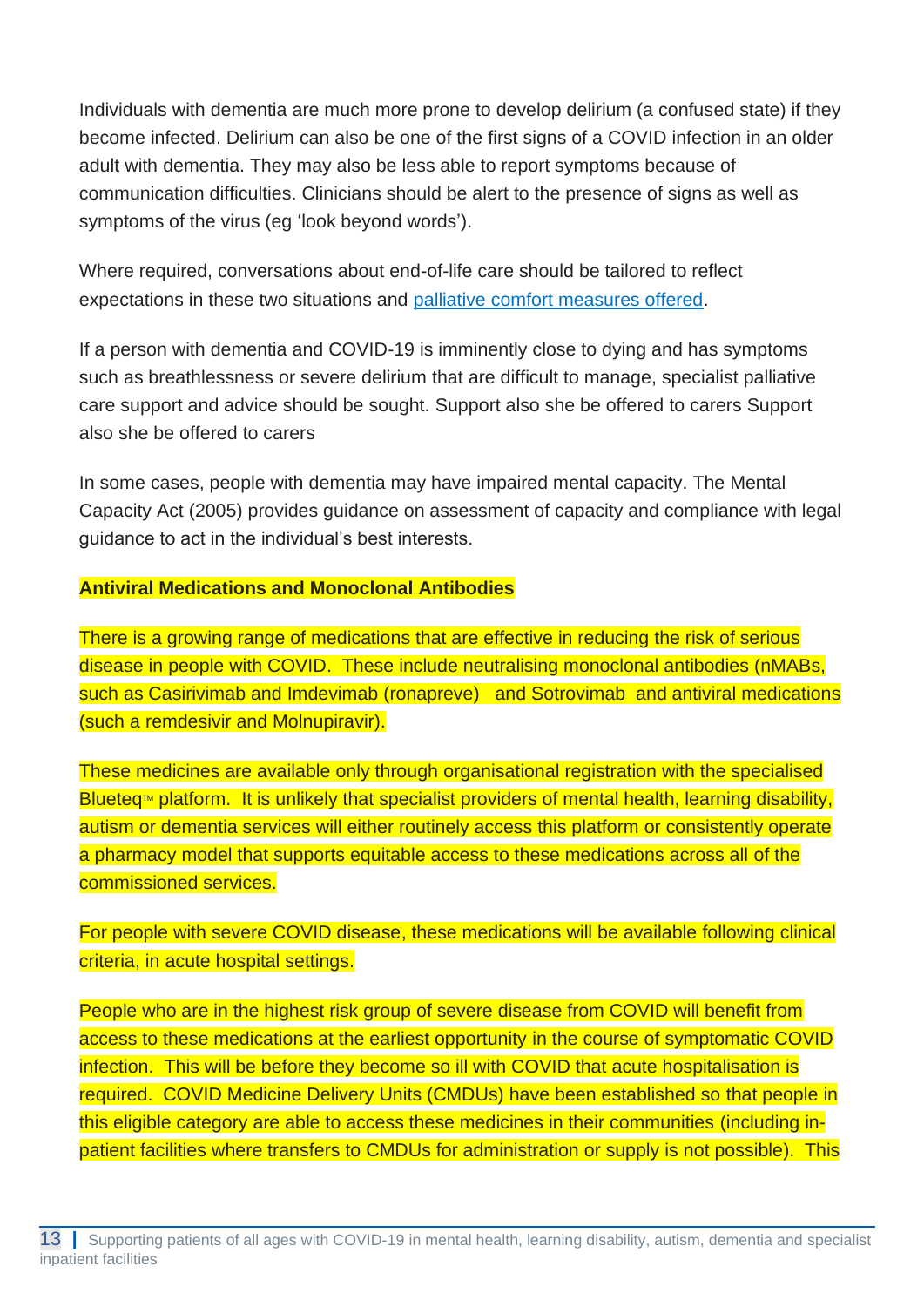Individuals with dementia are much more prone to develop delirium (a confused state) if they become infected. Delirium can also be one of the first signs of a COVID infection in an older adult with dementia. They may also be less able to report symptoms because of communication difficulties. Clinicians should be alert to the presence of signs as well as symptoms of the virus (eg 'look beyond words').

Where required, conversations about end-of-life care should be tailored to reflect expectations in these two situations and [palliative comfort measures offered](#).

If a person with dementia and COVID-19 is imminently close to dying and has symptoms such as breathlessness or severe delirium that are difficult to manage, specialist palliative care support and advice should be sought. Support also she be offered to carers Support also she be offered to carers

In some cases, people with dementia may have impaired mental capacity. The Mental Capacity Act (2005) provides guidance on assessment of capacity and compliance with legal guidance to act in the individual's best interests.

**Antiviral Medications and Monoclonal Antibodies**

There is a growing range of medications that are effective in reducing the risk of serious disease in people with COVID. These include neutralising monoclonal antibodies (nMABs, such as Casirivimab and Imdevimab (ronapreve) and Sotrovimab and antiviral medications (such a remdesivir and Molnupiravir).

These medicines are available only through organisational registration with the specialised Blueteq™ platform. It is unlikely that specialist providers of mental health, learning disability, autism or dementia services will either routinely access this platform or consistently operate a pharmacy model that supports equitable access to these medications across all of the commissioned services.

For people with severe COVID disease, these medications will be available following clinical criteria, in acute hospital settings.

People who are in the highest risk group of severe disease from COVID will benefit from access to these medications at the earliest opportunity in the course of symptomatic COVID infection. This will be before they become so ill with COVID that acute hospitalisation is required. COVID Medicine Delivery Units (CMDUs) have been established so that people in this eligible category are able to access these medicines in their communities (including in-patient facilities where transfers to CMDUs for administration or supply is not possible). This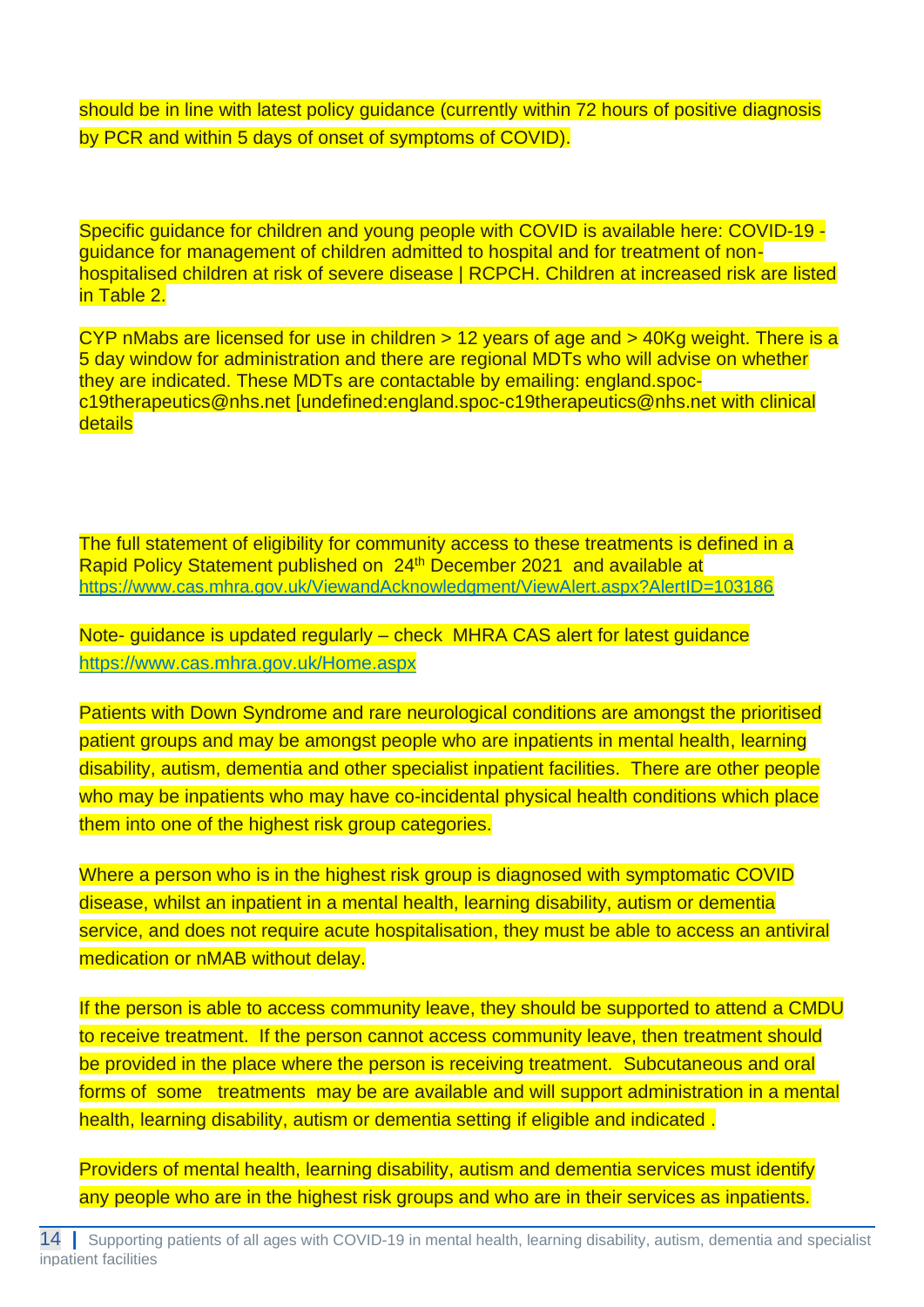should be in line with latest policy guidance (currently within 72 hours of positive diagnosis by PCR and within 5 days of onset of symptoms of COVID).

Specific guidance for children and young people with COVID is available here: COVID-19 - guidance for management of children admitted to hospital and for treatment of non-hospitalised children at risk of severe disease | RCPCH. Children at increased risk are listed in Table 2.

CYP nMabs are licensed for use in children > 12 years of age and > 40Kg weight. There is a 5 day window for administration and there are regional MDTs who will advise on whether they are indicated. These MDTs are contactable by emailing: england.spoc-c19therapeutics@nhs.net [undefined:england.spoc-c19therapeutics@nhs.net with clinical details

The full statement of eligibility for community access to these treatments is defined in a Rapid Policy Statement published on 24th December 2021 and available at https://www.cas.mhra.gov.uk/ViewandAcknowledgment/ViewAlert.aspx?AlertID=103186

Note- guidance is updated regularly – check MHRA CAS alert for latest guidance https://www.cas.mhra.gov.uk/Home.aspx

Patients with Down Syndrome and rare neurological conditions are amongst the prioritised patient groups and may be amongst people who are inpatients in mental health, learning disability, autism, dementia and other specialist inpatient facilities. There are other people who may be inpatients who may have co-incidental physical health conditions which place them into one of the highest risk group categories.

Where a person who is in the highest risk group is diagnosed with symptomatic COVID disease, whilst an inpatient in a mental health, learning disability, autism or dementia service, and does not require acute hospitalisation, they must be able to access an antiviral medication or nMAB without delay.

If the person is able to access community leave, they should be supported to attend a CMDU to receive treatment. If the person cannot access community leave, then treatment should be provided in the place where the person is receiving treatment. Subcutaneous and oral forms of some treatments may be are available and will support administration in a mental health, learning disability, autism or dementia setting if eligible and indicated .

Providers of mental health, learning disability, autism and dementia services must identify any people who are in the highest risk groups and who are in their services as inpatients.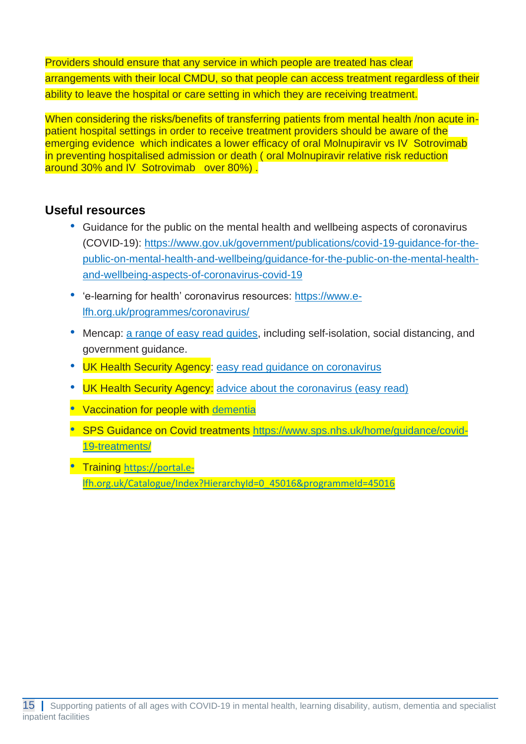Providers should ensure that any service in which people are treated has clear arrangements with their local CMDU, so that people can access treatment regardless of their ability to leave the hospital or care setting in which they are receiving treatment.

When considering the risks/benefits of transferring patients from mental health /non acute in-patient hospital settings in order to receive treatment providers should be aware of the emerging evidence which indicates a lower efficacy of oral Molnupiravir vs IV Sotrovimab in preventing hospitalised admission or death ( oral Molnupiravir relative risk reduction around 30% and IV Sotrovimab over 80%) .

## Useful resources

- Guidance for the public on the mental health and wellbeing aspects of coronavirus (COVID-19): https://www.gov.uk/government/publications/covid-19-guidance-for-the-public-on-mental-health-and-wellbeing/guidance-for-the-public-on-the-mental-health-and-wellbeing-aspects-of-coronavirus-covid-19
- 'e-learning for health' coronavirus resources: https://www.e-lfh.org.uk/programmes/coronavirus/
- Mencap: a range of easy read guides, including self-isolation, social distancing, and government guidance.
- UK Health Security Agency: easy read guidance on coronavirus
- UK Health Security Agency: advice about the coronavirus (easy read)
- Vaccination for people with dementia
- SPS Guidance on Covid treatments https://www.sps.nhs.uk/home/guidance/covid-19-treatments/
- Training https://portal.e-lfh.org.uk/Catalogue/Index?HierarchyId=0_45016&programmeId=45016